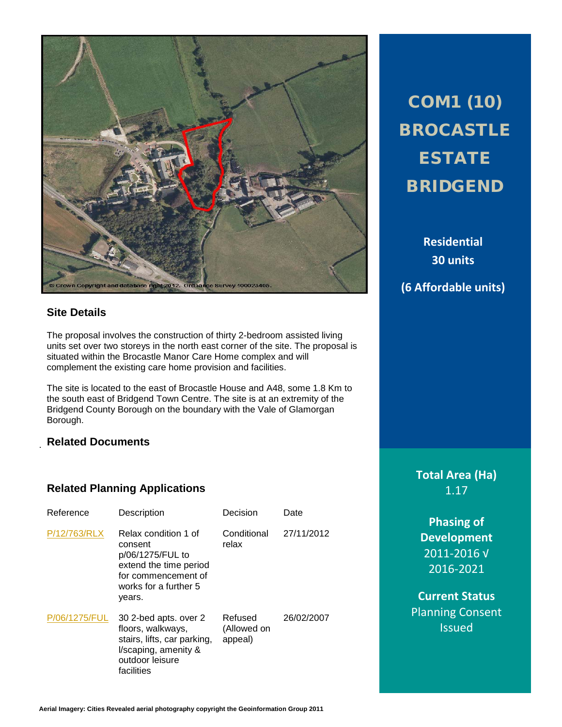# COM1 (10) BROCASTLE ESTATE BRIDGEND

**Residential**
**30 units**

**(6 Affordable units)**

**Total Area (Ha)**
1.17

**Phasing of Development**
2011-2016 √
2016-2021

**Current Status**
Planning Consent Issued

## Site Details

The proposal involves the construction of thirty 2-bedroom assisted living units set over two storeys in the north east corner of the site. The proposal is situated within the Brocastle Manor Care Home complex and will complement the existing care home provision and facilities.

The site is located to the east of Brocastle House and A48, some 1.8 Km to the south east of Bridgend Town Centre. The site is at an extremity of the Bridgend County Borough on the boundary with the Vale of Glamorgan Borough.

## Related Documents

## Related Planning Applications

| Reference | Description | Decision | Date |
|---|---|---|---|
| P/12/763/RLX | Relax condition 1 of consent p/06/1275/FUL to extend the time period for commencement of works for a further 5 years. | Conditional relax | 27/11/2012 |
| P/06/1275/FUL | 30 2-bed apts. over 2 floors, walkways, stairs, lifts, car parking, l/scaping, amenity & outdoor leisure facilities | Refused (Allowed on appeal) | 26/02/2007 |

Aerial Imagery: Cities Revealed aerial photography copyright the Geoinformation Group 2011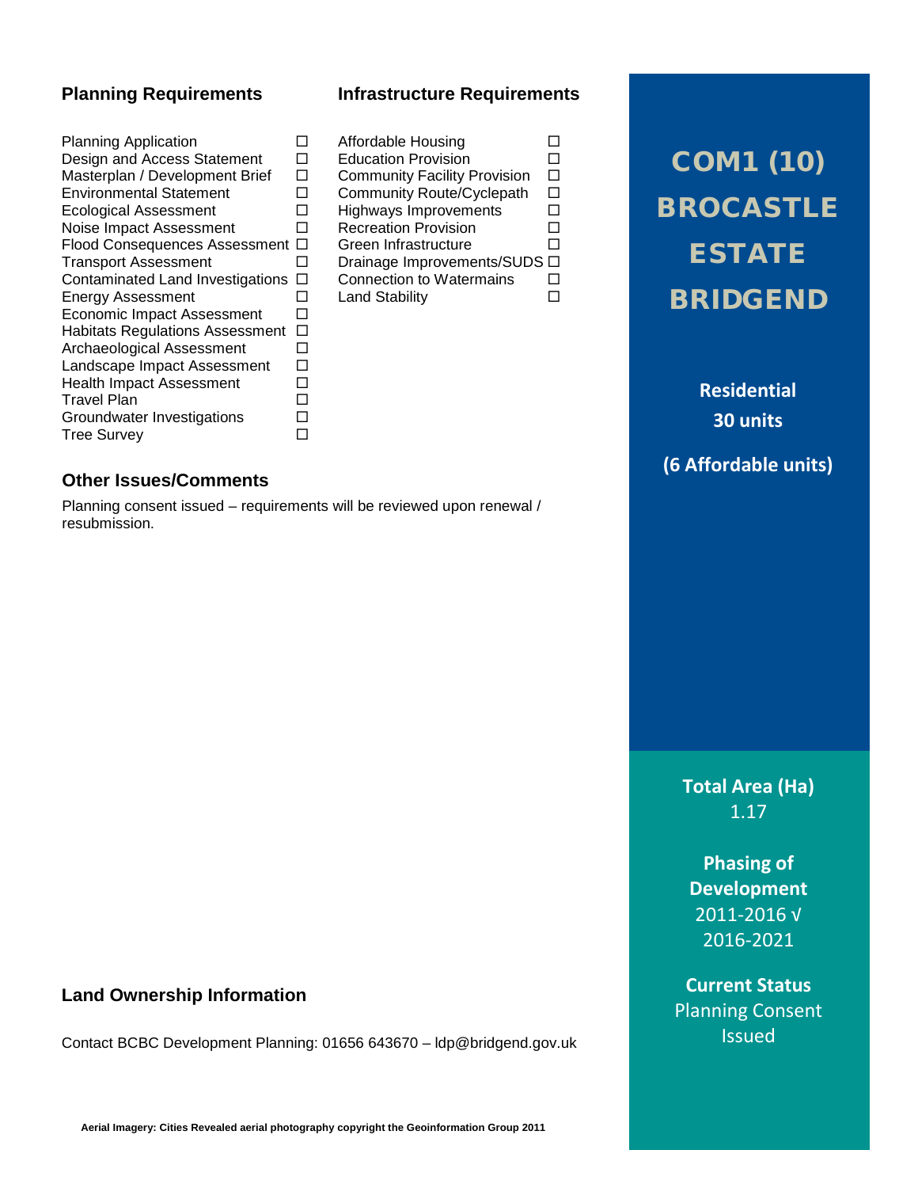## Planning Requirements

- Planning Application ☐
- Design and Access Statement ☐
- Masterplan / Development Brief ☐
- Environmental Statement ☐
- Ecological Assessment ☐
- Noise Impact Assessment ☐
- Flood Consequences Assessment ☐
- Transport Assessment ☐
- Contaminated Land Investigations ☐
- Energy Assessment ☐
- Economic Impact Assessment ☐
- Habitats Regulations Assessment ☐
- Archaeological Assessment ☐
- Landscape Impact Assessment ☐
- Health Impact Assessment ☐
- Travel Plan ☐
- Groundwater Investigations ☐
- Tree Survey ☐

## Infrastructure Requirements

- Affordable Housing ☐
- Education Provision ☐
- Community Facility Provision ☐
- Community Route/Cyclepath ☐
- Highways Improvements ☐
- Recreation Provision ☐
- Green Infrastructure ☐
- Drainage Improvements/SUDS ☐
- Connection to Watermains ☐
- Land Stability ☐

## Other Issues/Comments

Planning consent issued – requirements will be reviewed upon renewal / resubmission.

## Land Ownership Information

Contact BCBC Development Planning: 01656 643670 – ldp@bridgend.gov.uk

**Aerial Imagery: Cities Revealed aerial photography copyright the Geoinformation Group 2011**

# COM1 (10) BROCASTLE ESTATE BRIDGEND

**Residential**
**30 units**

**(6 Affordable units)**

**Total Area (Ha)**
1.17

**Phasing of Development**
2011-2016 √
2016-2021

**Current Status**
Planning Consent Issued